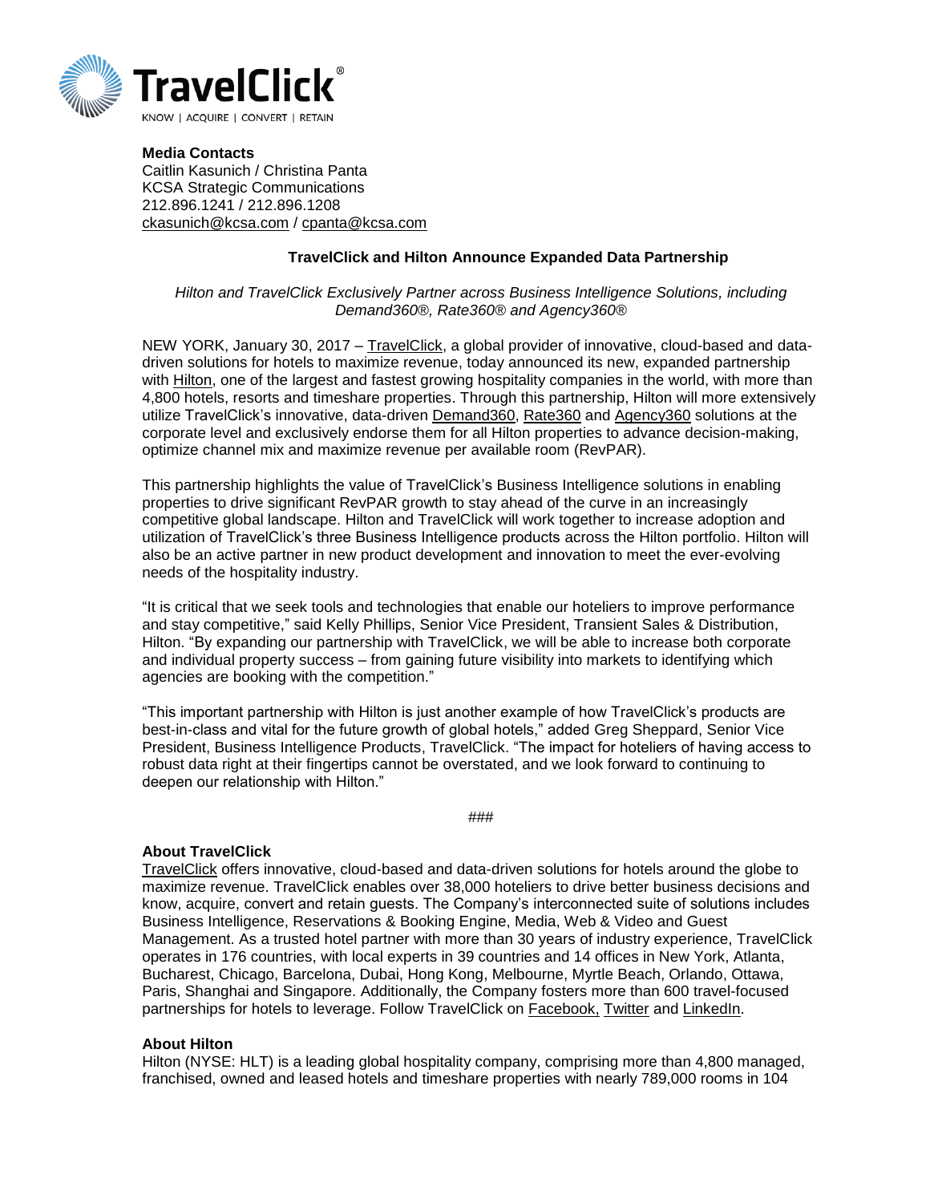TravelClick®

KNOW | ACQUIRE | CONVERT | RETAIN

**Media Contacts**
Caitlin Kasunich / Christina Panta
KCSA Strategic Communications
212.896.1241 / 212.896.1208
ckasunich@kcsa.com / cpanta@kcsa.com

## TravelClick and Hilton Announce Expanded Data Partnership

*Hilton and TravelClick Exclusively Partner across Business Intelligence Solutions, including Demand360®, Rate360® and Agency360®*

NEW YORK, January 30, 2017 – TravelClick, a global provider of innovative, cloud-based and data-driven solutions for hotels to maximize revenue, today announced its new, expanded partnership with Hilton, one of the largest and fastest growing hospitality companies in the world, with more than 4,800 hotels, resorts and timeshare properties. Through this partnership, Hilton will more extensively utilize TravelClick's innovative, data-driven Demand360, Rate360 and Agency360 solutions at the corporate level and exclusively endorse them for all Hilton properties to advance decision-making, optimize channel mix and maximize revenue per available room (RevPAR).

This partnership highlights the value of TravelClick's Business Intelligence solutions in enabling properties to drive significant RevPAR growth to stay ahead of the curve in an increasingly competitive global landscape. Hilton and TravelClick will work together to increase adoption and utilization of TravelClick's three Business Intelligence products across the Hilton portfolio. Hilton will also be an active partner in new product development and innovation to meet the ever-evolving needs of the hospitality industry.

"It is critical that we seek tools and technologies that enable our hoteliers to improve performance and stay competitive," said Kelly Phillips, Senior Vice President, Transient Sales & Distribution, Hilton. "By expanding our partnership with TravelClick, we will be able to increase both corporate and individual property success – from gaining future visibility into markets to identifying which agencies are booking with the competition."

"This important partnership with Hilton is just another example of how TravelClick's products are best-in-class and vital for the future growth of global hotels," added Greg Sheppard, Senior Vice President, Business Intelligence Products, TravelClick. "The impact for hoteliers of having access to robust data right at their fingertips cannot be overstated, and we look forward to continuing to deepen our relationship with Hilton."

###

**About TravelClick**
TravelClick offers innovative, cloud-based and data-driven solutions for hotels around the globe to maximize revenue. TravelClick enables over 38,000 hoteliers to drive better business decisions and know, acquire, convert and retain guests. The Company's interconnected suite of solutions includes Business Intelligence, Reservations & Booking Engine, Media, Web & Video and Guest Management. As a trusted hotel partner with more than 30 years of industry experience, TravelClick operates in 176 countries, with local experts in 39 countries and 14 offices in New York, Atlanta, Bucharest, Chicago, Barcelona, Dubai, Hong Kong, Melbourne, Myrtle Beach, Orlando, Ottawa, Paris, Shanghai and Singapore. Additionally, the Company fosters more than 600 travel-focused partnerships for hotels to leverage. Follow TravelClick on Facebook, Twitter and LinkedIn.

**About Hilton**
Hilton (NYSE: HLT) is a leading global hospitality company, comprising more than 4,800 managed, franchised, owned and leased hotels and timeshare properties with nearly 789,000 rooms in 104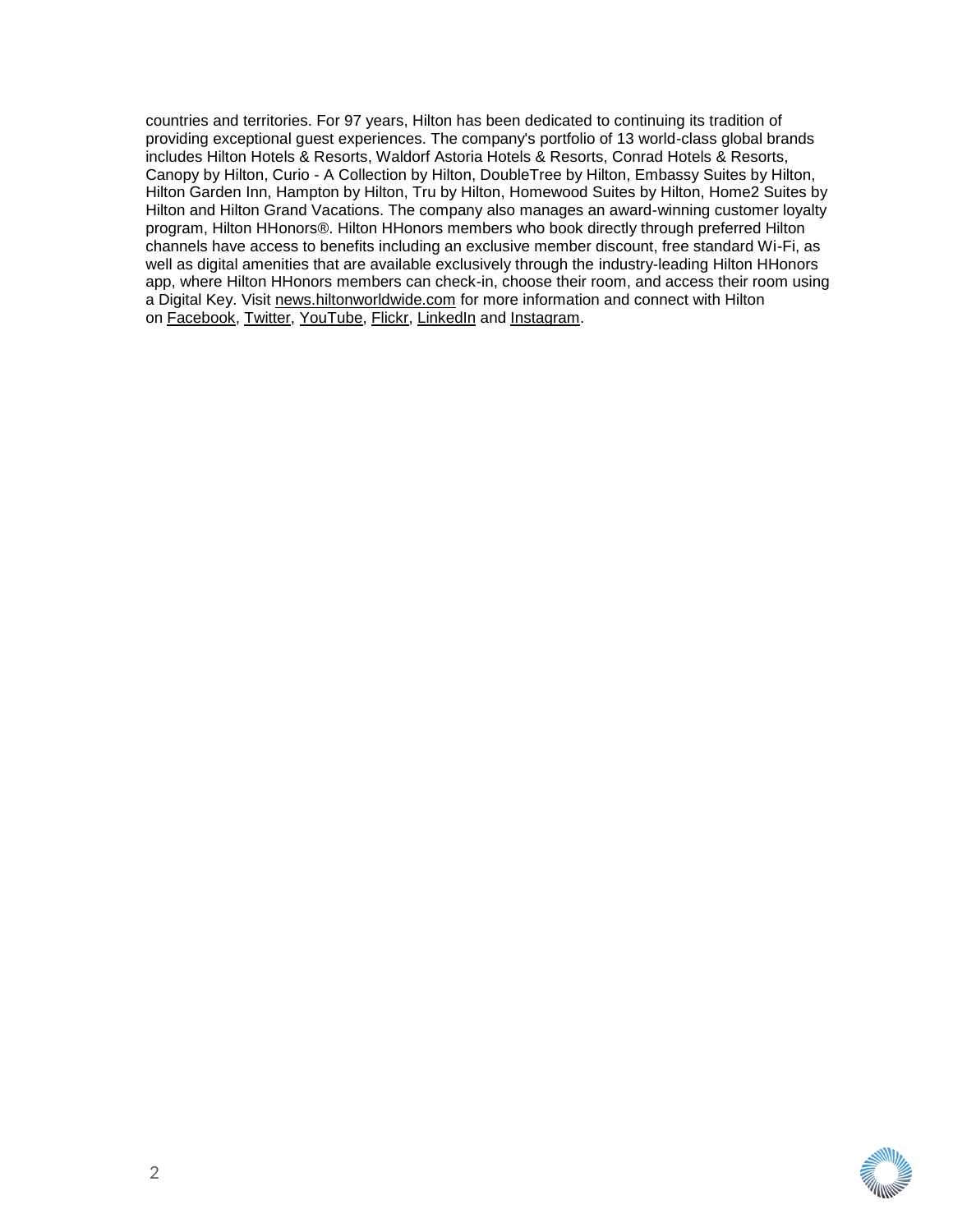countries and territories. For 97 years, Hilton has been dedicated to continuing its tradition of providing exceptional guest experiences. The company's portfolio of 13 world-class global brands includes Hilton Hotels & Resorts, Waldorf Astoria Hotels & Resorts, Conrad Hotels & Resorts, Canopy by Hilton, Curio - A Collection by Hilton, DoubleTree by Hilton, Embassy Suites by Hilton, Hilton Garden Inn, Hampton by Hilton, Tru by Hilton, Homewood Suites by Hilton, Home2 Suites by Hilton and Hilton Grand Vacations. The company also manages an award-winning customer loyalty program, Hilton HHonors®. Hilton HHonors members who book directly through preferred Hilton channels have access to benefits including an exclusive member discount, free standard Wi-Fi, as well as digital amenities that are available exclusively through the industry-leading Hilton HHonors app, where Hilton HHonors members can check-in, choose their room, and access their room using a Digital Key. Visit news.hiltonworldwide.com for more information and connect with Hilton on Facebook, Twitter, YouTube, Flickr, LinkedIn and Instagram.